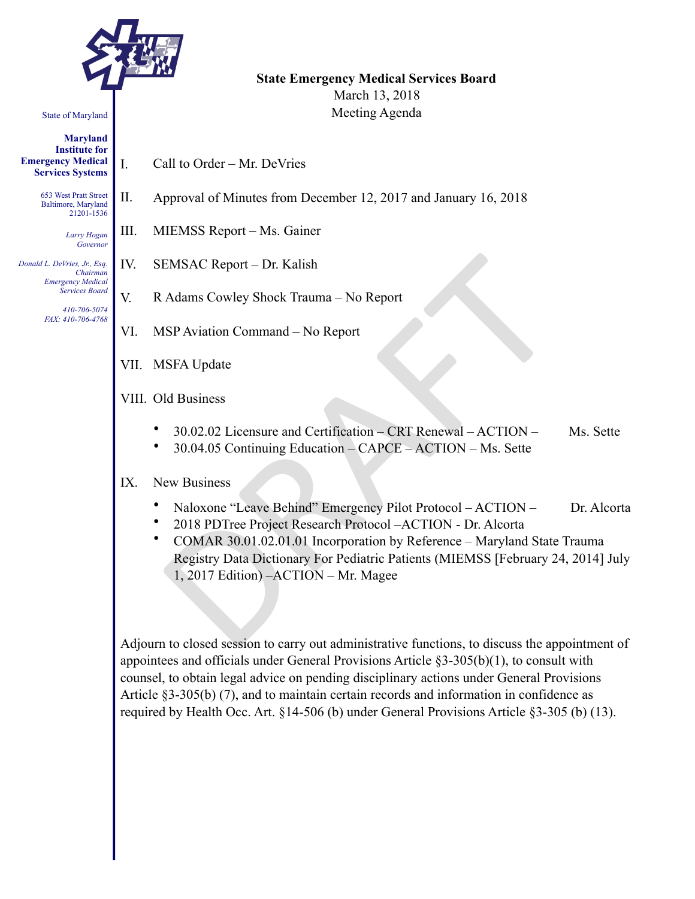State of Maryland

**Maryland Institute for Emergency Medical Services Systems**

653 West Pratt Street
Baltimore, Maryland
21201-1536

*Larry Hogan*
*Governor*

*Donald L. DeVries, Jr., Esq.*
*Chairman*
*Emergency Medical Services Board*

*410-706-5074*
*FAX: 410-706-4768*

**State Emergency Medical Services Board**
March 13, 2018
Meeting Agenda

I. Call to Order – Mr. DeVries

II. Approval of Minutes from December 12, 2017 and January 16, 2018

III. MIEMSS Report – Ms. Gainer

IV. SEMSAC Report – Dr. Kalish

V. R Adams Cowley Shock Trauma – No Report

VI. MSP Aviation Command – No Report

VII. MSFA Update

VIII. Old Business

- 30.02.02 Licensure and Certification – CRT Renewal – ACTION – Ms. Sette
- 30.04.05 Continuing Education – CAPCE – ACTION – Ms. Sette

IX. New Business

- Naloxone "Leave Behind" Emergency Pilot Protocol – ACTION – Dr. Alcorta
- 2018 PDTree Project Research Protocol –ACTION - Dr. Alcorta
- COMAR 30.01.02.01.01 Incorporation by Reference – Maryland State Trauma Registry Data Dictionary For Pediatric Patients (MIEMSS [February 24, 2014] July 1, 2017 Edition) –ACTION – Mr. Magee

Adjourn to closed session to carry out administrative functions, to discuss the appointment of appointees and officials under General Provisions Article §3-305(b)(1), to consult with counsel, to obtain legal advice on pending disciplinary actions under General Provisions Article §3-305(b) (7), and to maintain certain records and information in confidence as required by Health Occ. Art. §14-506 (b) under General Provisions Article §3-305 (b) (13).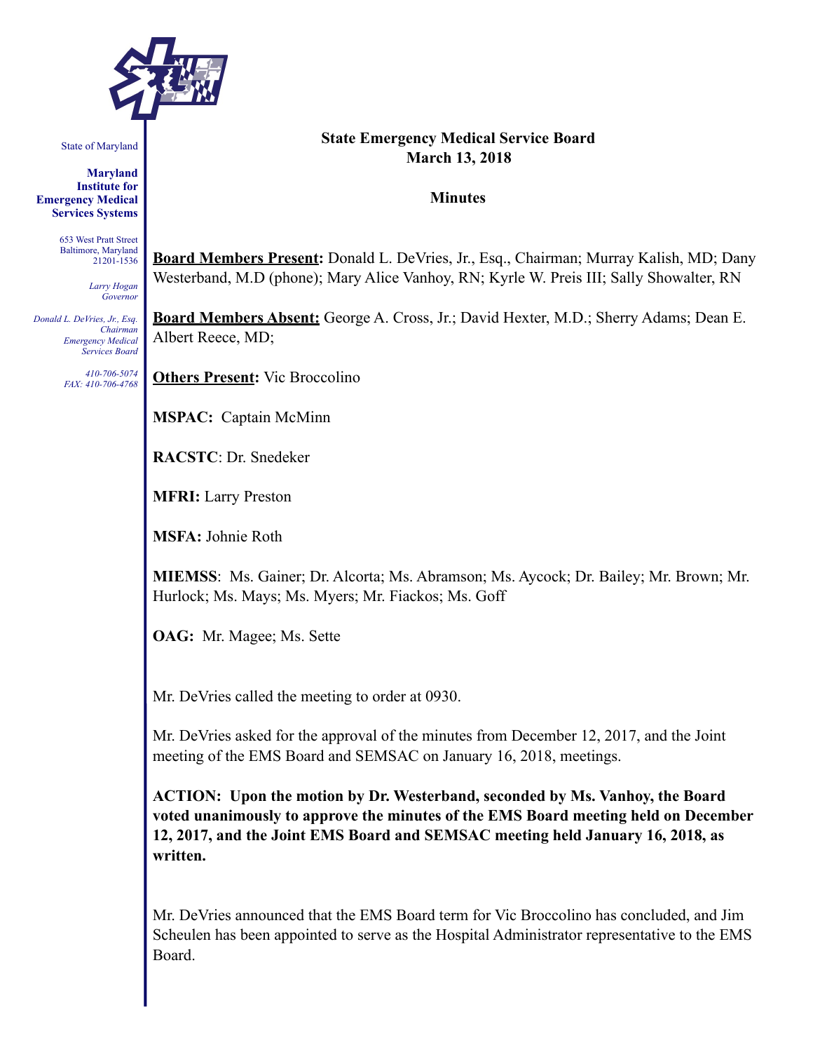State of Maryland

**Maryland Institute for Emergency Medical Services Systems**

653 West Pratt Street
Baltimore, Maryland
21201-1536

*Larry Hogan*
*Governor*

*Donald L. DeVries, Jr., Esq.*
*Chairman*
*Emergency Medical Services Board*

*410-706-5074*
*FAX: 410-706-4768*

**State Emergency Medical Service Board**
**March 13, 2018**

**Minutes**

**Board Members Present:** Donald L. DeVries, Jr., Esq., Chairman; Murray Kalish, MD; Dany Westerband, M.D (phone); Mary Alice Vanhoy, RN; Kyrle W. Preis III; Sally Showalter, RN

**Board Members Absent:** George A. Cross, Jr.; David Hexter, M.D.; Sherry Adams; Dean E. Albert Reece, MD;

**Others Present:** Vic Broccolino

**MSPAC:** Captain McMinn

**RACSTC**: Dr. Snedeker

**MFRI:** Larry Preston

**MSFA:** Johnie Roth

**MIEMSS**: Ms. Gainer; Dr. Alcorta; Ms. Abramson; Ms. Aycock; Dr. Bailey; Mr. Brown; Mr. Hurlock; Ms. Mays; Ms. Myers; Mr. Fiackos; Ms. Goff

**OAG:** Mr. Magee; Ms. Sette

Mr. DeVries called the meeting to order at 0930.

Mr. DeVries asked for the approval of the minutes from December 12, 2017, and the Joint meeting of the EMS Board and SEMSAC on January 16, 2018, meetings.

**ACTION: Upon the motion by Dr. Westerband, seconded by Ms. Vanhoy, the Board voted unanimously to approve the minutes of the EMS Board meeting held on December 12, 2017, and the Joint EMS Board and SEMSAC meeting held January 16, 2018, as written.**

Mr. DeVries announced that the EMS Board term for Vic Broccolino has concluded, and Jim Scheulen has been appointed to serve as the Hospital Administrator representative to the EMS Board.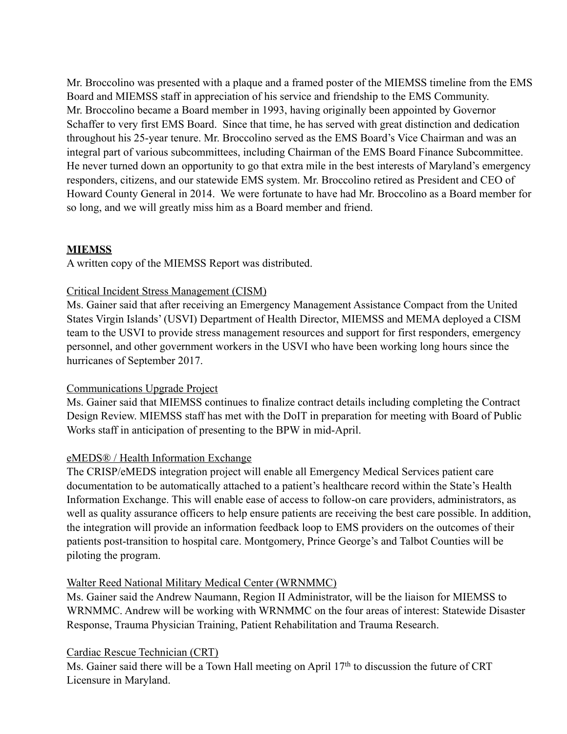Mr. Broccolino was presented with a plaque and a framed poster of the MIEMSS timeline from the EMS Board and MIEMSS staff in appreciation of his service and friendship to the EMS Community. Mr. Broccolino became a Board member in 1993, having originally been appointed by Governor Schaffer to very first EMS Board. Since that time, he has served with great distinction and dedication throughout his 25-year tenure. Mr. Broccolino served as the EMS Board's Vice Chairman and was an integral part of various subcommittees, including Chairman of the EMS Board Finance Subcommittee. He never turned down an opportunity to go that extra mile in the best interests of Maryland's emergency responders, citizens, and our statewide EMS system. Mr. Broccolino retired as President and CEO of Howard County General in 2014. We were fortunate to have had Mr. Broccolino as a Board member for so long, and we will greatly miss him as a Board member and friend.

**MIEMSS**

A written copy of the MIEMSS Report was distributed.

Critical Incident Stress Management (CISM)

Ms. Gainer said that after receiving an Emergency Management Assistance Compact from the United States Virgin Islands' (USVI) Department of Health Director, MIEMSS and MEMA deployed a CISM team to the USVI to provide stress management resources and support for first responders, emergency personnel, and other government workers in the USVI who have been working long hours since the hurricanes of September 2017.

Communications Upgrade Project

Ms. Gainer said that MIEMSS continues to finalize contract details including completing the Contract Design Review. MIEMSS staff has met with the DoIT in preparation for meeting with Board of Public Works staff in anticipation of presenting to the BPW in mid-April.

eMEDS® / Health Information Exchange

The CRISP/eMEDS integration project will enable all Emergency Medical Services patient care documentation to be automatically attached to a patient's healthcare record within the State's Health Information Exchange. This will enable ease of access to follow-on care providers, administrators, as well as quality assurance officers to help ensure patients are receiving the best care possible. In addition, the integration will provide an information feedback loop to EMS providers on the outcomes of their patients post-transition to hospital care. Montgomery, Prince George's and Talbot Counties will be piloting the program.

Walter Reed National Military Medical Center (WRNMMC)

Ms. Gainer said the Andrew Naumann, Region II Administrator, will be the liaison for MIEMSS to WRNMMC. Andrew will be working with WRNMMC on the four areas of interest: Statewide Disaster Response, Trauma Physician Training, Patient Rehabilitation and Trauma Research.

Cardiac Rescue Technician (CRT)

Ms. Gainer said there will be a Town Hall meeting on April 17th to discussion the future of CRT Licensure in Maryland.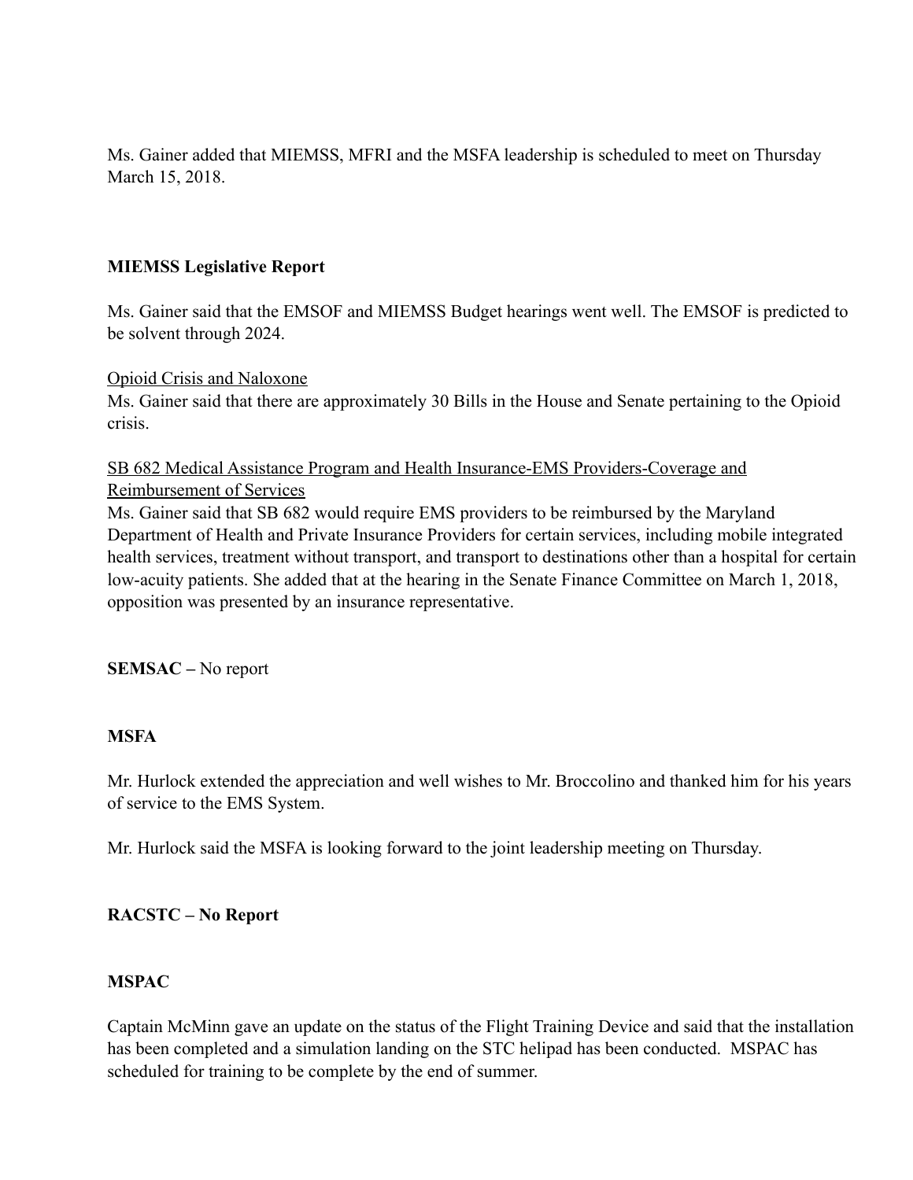Ms. Gainer added that MIEMSS, MFRI and the MSFA leadership is scheduled to meet on Thursday March 15, 2018.

**MIEMSS Legislative Report**

Ms. Gainer said that the EMSOF and MIEMSS Budget hearings went well. The EMSOF is predicted to be solvent through 2024.

Opioid Crisis and Naloxone

Ms. Gainer said that there are approximately 30 Bills in the House and Senate pertaining to the Opioid crisis.

SB 682 Medical Assistance Program and Health Insurance-EMS Providers-Coverage and Reimbursement of Services

Ms. Gainer said that SB 682 would require EMS providers to be reimbursed by the Maryland Department of Health and Private Insurance Providers for certain services, including mobile integrated health services, treatment without transport, and transport to destinations other than a hospital for certain low-acuity patients. She added that at the hearing in the Senate Finance Committee on March 1, 2018, opposition was presented by an insurance representative.

**SEMSAC –** No report

**MSFA**

Mr. Hurlock extended the appreciation and well wishes to Mr. Broccolino and thanked him for his years of service to the EMS System.

Mr. Hurlock said the MSFA is looking forward to the joint leadership meeting on Thursday.

**RACSTC – No Report**

**MSPAC**

Captain McMinn gave an update on the status of the Flight Training Device and said that the installation has been completed and a simulation landing on the STC helipad has been conducted. MSPAC has scheduled for training to be complete by the end of summer.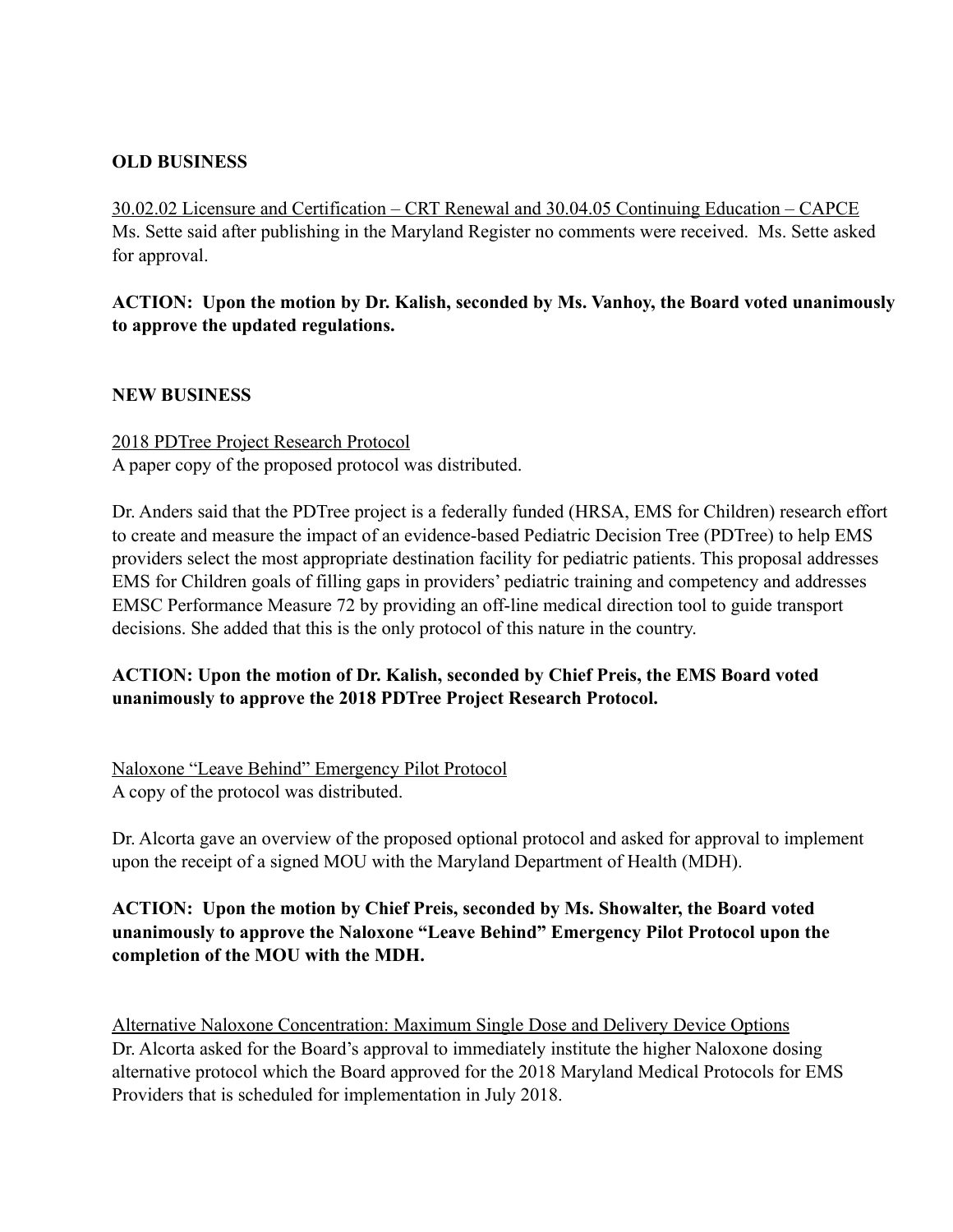**OLD BUSINESS**

30.02.02 Licensure and Certification – CRT Renewal and 30.04.05 Continuing Education – CAPCE
Ms. Sette said after publishing in the Maryland Register no comments were received. Ms. Sette asked for approval.

**ACTION: Upon the motion by Dr. Kalish, seconded by Ms. Vanhoy, the Board voted unanimously to approve the updated regulations.**

**NEW BUSINESS**

2018 PDTree Project Research Protocol
A paper copy of the proposed protocol was distributed.

Dr. Anders said that the PDTree project is a federally funded (HRSA, EMS for Children) research effort to create and measure the impact of an evidence-based Pediatric Decision Tree (PDTree) to help EMS providers select the most appropriate destination facility for pediatric patients. This proposal addresses EMS for Children goals of filling gaps in providers' pediatric training and competency and addresses EMSC Performance Measure 72 by providing an off-line medical direction tool to guide transport decisions. She added that this is the only protocol of this nature in the country.

**ACTION: Upon the motion of Dr. Kalish, seconded by Chief Preis, the EMS Board voted unanimously to approve the 2018 PDTree Project Research Protocol.**

Naloxone "Leave Behind" Emergency Pilot Protocol
A copy of the protocol was distributed.

Dr. Alcorta gave an overview of the proposed optional protocol and asked for approval to implement upon the receipt of a signed MOU with the Maryland Department of Health (MDH).

**ACTION: Upon the motion by Chief Preis, seconded by Ms. Showalter, the Board voted unanimously to approve the Naloxone "Leave Behind" Emergency Pilot Protocol upon the completion of the MOU with the MDH.**

Alternative Naloxone Concentration: Maximum Single Dose and Delivery Device Options
Dr. Alcorta asked for the Board's approval to immediately institute the higher Naloxone dosing alternative protocol which the Board approved for the 2018 Maryland Medical Protocols for EMS Providers that is scheduled for implementation in July 2018.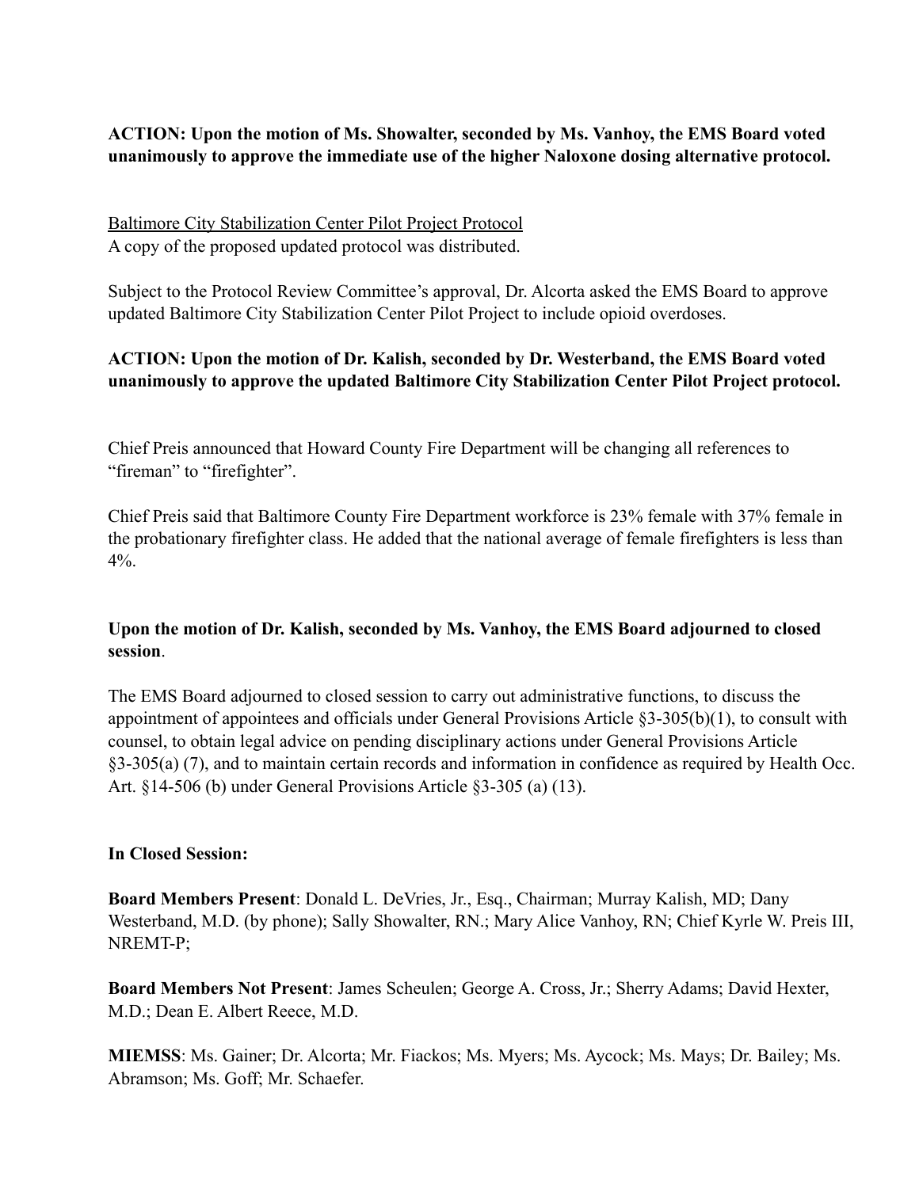**ACTION: Upon the motion of Ms. Showalter, seconded by Ms. Vanhoy, the EMS Board voted unanimously to approve the immediate use of the higher Naloxone dosing alternative protocol.**

Baltimore City Stabilization Center Pilot Project Protocol

A copy of the proposed updated protocol was distributed.

Subject to the Protocol Review Committee's approval, Dr. Alcorta asked the EMS Board to approve updated Baltimore City Stabilization Center Pilot Project to include opioid overdoses.

**ACTION: Upon the motion of Dr. Kalish, seconded by Dr. Westerband, the EMS Board voted unanimously to approve the updated Baltimore City Stabilization Center Pilot Project protocol.**

Chief Preis announced that Howard County Fire Department will be changing all references to "fireman" to "firefighter".

Chief Preis said that Baltimore County Fire Department workforce is 23% female with 37% female in the probationary firefighter class. He added that the national average of female firefighters is less than 4%.

**Upon the motion of Dr. Kalish, seconded by Ms. Vanhoy, the EMS Board adjourned to closed session**.

The EMS Board adjourned to closed session to carry out administrative functions, to discuss the appointment of appointees and officials under General Provisions Article §3-305(b)(1), to consult with counsel, to obtain legal advice on pending disciplinary actions under General Provisions Article §3-305(a) (7), and to maintain certain records and information in confidence as required by Health Occ. Art. §14-506 (b) under General Provisions Article §3-305 (a) (13).

**In Closed Session:**

**Board Members Present**: Donald L. DeVries, Jr., Esq., Chairman; Murray Kalish, MD; Dany Westerband, M.D. (by phone); Sally Showalter, RN.; Mary Alice Vanhoy, RN; Chief Kyrle W. Preis III, NREMT-P;

**Board Members Not Present**: James Scheulen; George A. Cross, Jr.; Sherry Adams; David Hexter, M.D.; Dean E. Albert Reece, M.D.

**MIEMSS**: Ms. Gainer; Dr. Alcorta; Mr. Fiackos; Ms. Myers; Ms. Aycock; Ms. Mays; Dr. Bailey; Ms. Abramson; Ms. Goff; Mr. Schaefer.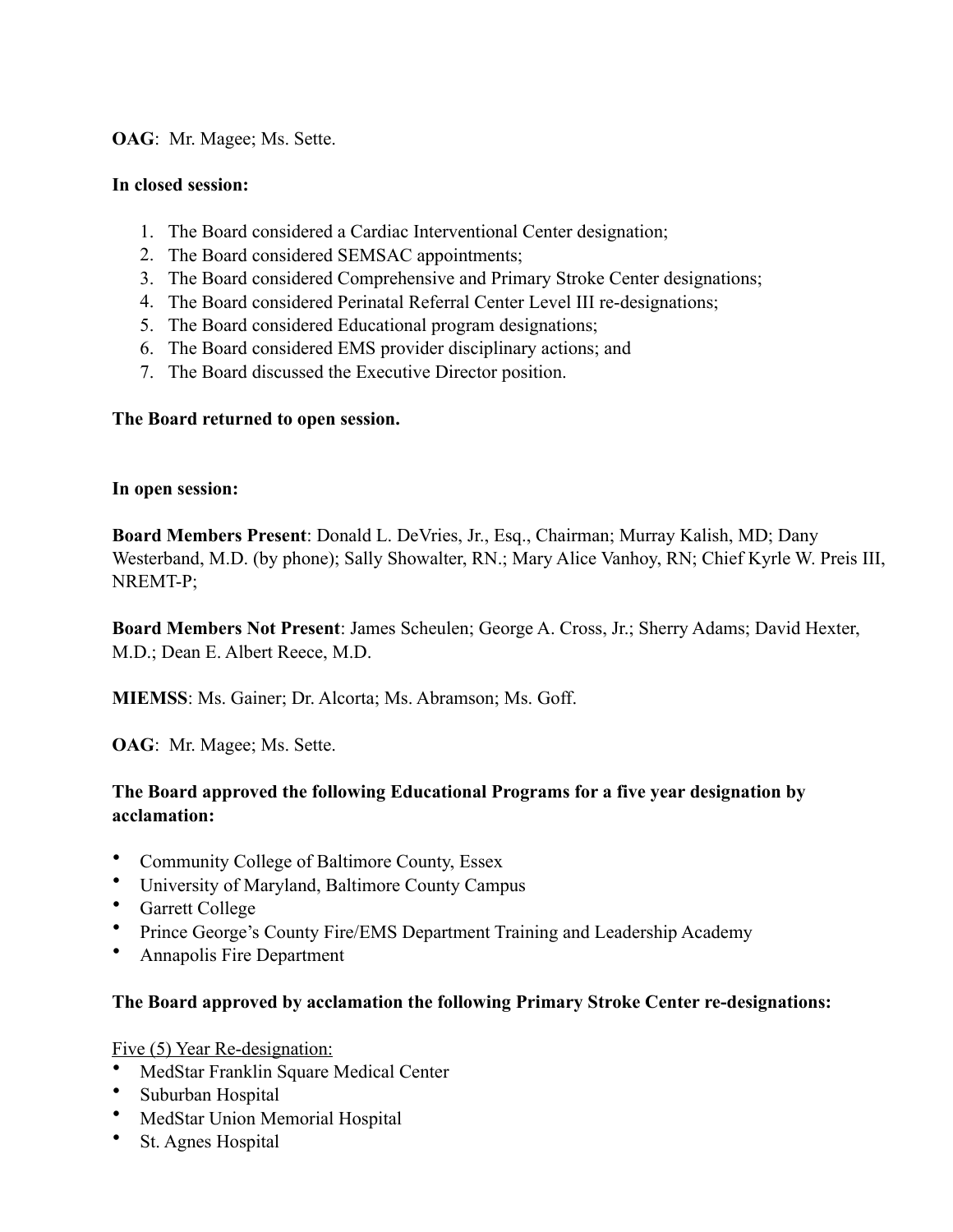**OAG**: Mr. Magee; Ms. Sette.

**In closed session:**

1. The Board considered a Cardiac Interventional Center designation;
2. The Board considered SEMSAC appointments;
3. The Board considered Comprehensive and Primary Stroke Center designations;
4. The Board considered Perinatal Referral Center Level III re-designations;
5. The Board considered Educational program designations;
6. The Board considered EMS provider disciplinary actions; and
7. The Board discussed the Executive Director position.

**The Board returned to open session.**

**In open session:**

**Board Members Present**: Donald L. DeVries, Jr., Esq., Chairman; Murray Kalish, MD; Dany Westerband, M.D. (by phone); Sally Showalter, RN.; Mary Alice Vanhoy, RN; Chief Kyrle W. Preis III, NREMT-P;

**Board Members Not Present**: James Scheulen; George A. Cross, Jr.; Sherry Adams; David Hexter, M.D.; Dean E. Albert Reece, M.D.

**MIEMSS**: Ms. Gainer; Dr. Alcorta; Ms. Abramson; Ms. Goff.

**OAG**: Mr. Magee; Ms. Sette.

**The Board approved the following Educational Programs for a five year designation by acclamation:**

- Community College of Baltimore County, Essex
- University of Maryland, Baltimore County Campus
- Garrett College
- Prince George's County Fire/EMS Department Training and Leadership Academy
- Annapolis Fire Department

**The Board approved by acclamation the following Primary Stroke Center re-designations:**

<u>Five (5) Year Re-designation:</u>

- MedStar Franklin Square Medical Center
- Suburban Hospital
- MedStar Union Memorial Hospital
- St. Agnes Hospital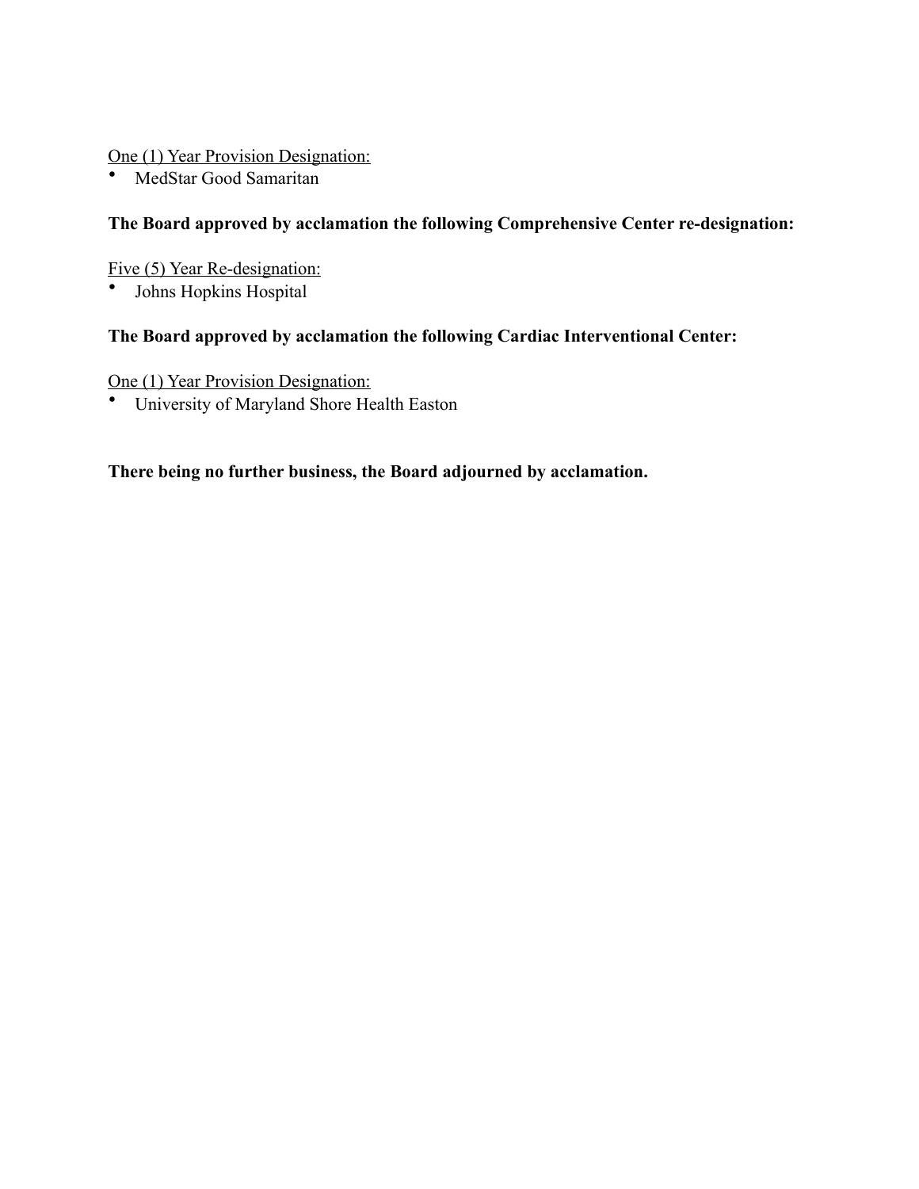<u>One (1) Year Provision Designation:</u>

- MedStar Good Samaritan

**The Board approved by acclamation the following Comprehensive Center re-designation:**

<u>Five (5) Year Re-designation:</u>

- Johns Hopkins Hospital

**The Board approved by acclamation the following Cardiac Interventional Center:**

<u>One (1) Year Provision Designation:</u>

- University of Maryland Shore Health Easton

**There being no further business, the Board adjourned by acclamation.**